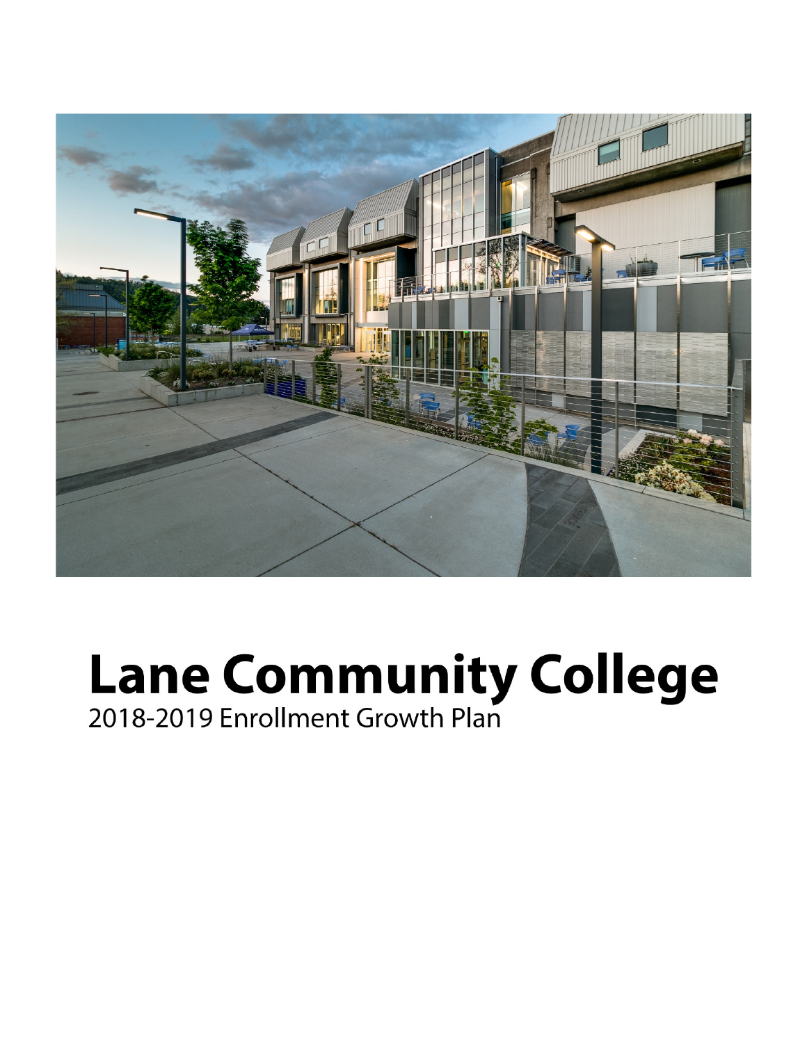# Lane Community College

2018-2019 Enrollment Growth Plan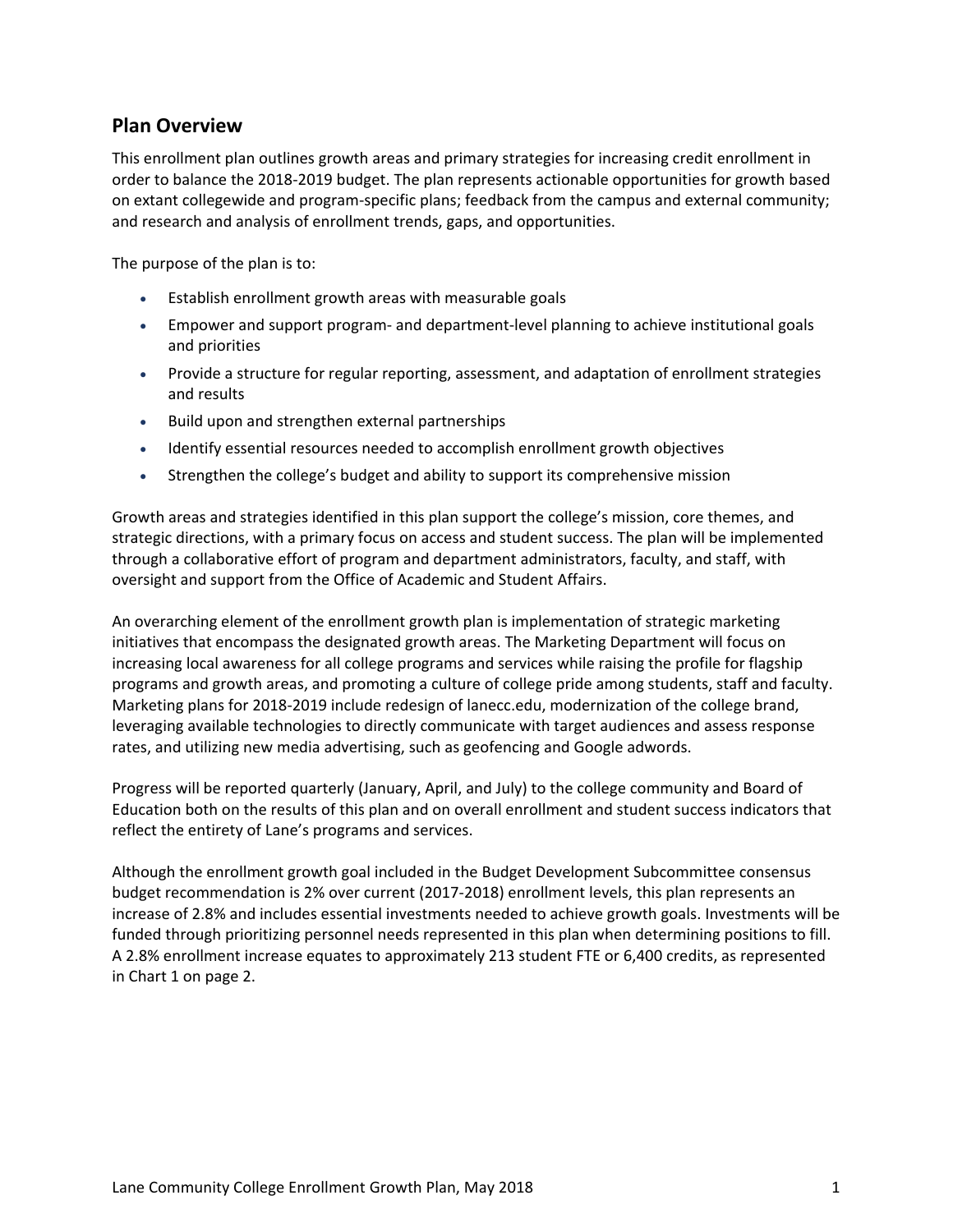## Plan Overview

This enrollment plan outlines growth areas and primary strategies for increasing credit enrollment in order to balance the 2018-2019 budget. The plan represents actionable opportunities for growth based on extant collegewide and program-specific plans; feedback from the campus and external community; and research and analysis of enrollment trends, gaps, and opportunities.

The purpose of the plan is to:

- Establish enrollment growth areas with measurable goals
- Empower and support program- and department-level planning to achieve institutional goals and priorities
- Provide a structure for regular reporting, assessment, and adaptation of enrollment strategies and results
- Build upon and strengthen external partnerships
- Identify essential resources needed to accomplish enrollment growth objectives
- Strengthen the college's budget and ability to support its comprehensive mission

Growth areas and strategies identified in this plan support the college's mission, core themes, and strategic directions, with a primary focus on access and student success. The plan will be implemented through a collaborative effort of program and department administrators, faculty, and staff, with oversight and support from the Office of Academic and Student Affairs.

An overarching element of the enrollment growth plan is implementation of strategic marketing initiatives that encompass the designated growth areas. The Marketing Department will focus on increasing local awareness for all college programs and services while raising the profile for flagship programs and growth areas, and promoting a culture of college pride among students, staff and faculty. Marketing plans for 2018-2019 include redesign of lanecc.edu, modernization of the college brand, leveraging available technologies to directly communicate with target audiences and assess response rates, and utilizing new media advertising, such as geofencing and Google adwords.

Progress will be reported quarterly (January, April, and July) to the college community and Board of Education both on the results of this plan and on overall enrollment and student success indicators that reflect the entirety of Lane's programs and services.

Although the enrollment growth goal included in the Budget Development Subcommittee consensus budget recommendation is 2% over current (2017-2018) enrollment levels, this plan represents an increase of 2.8% and includes essential investments needed to achieve growth goals. Investments will be funded through prioritizing personnel needs represented in this plan when determining positions to fill. A 2.8% enrollment increase equates to approximately 213 student FTE or 6,400 credits, as represented in Chart 1 on page 2.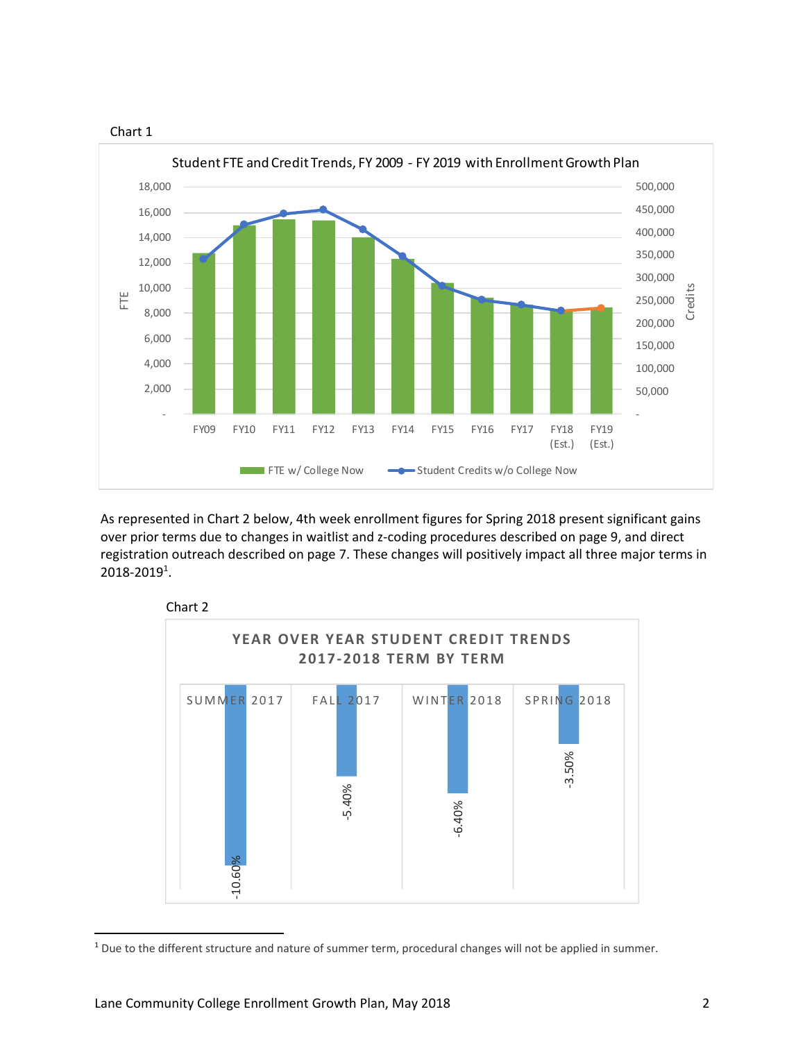Chart 1

**Student FTE and Credit Trends, FY 2009 - FY 2019 with Enrollment Growth Plan**

Legend: FTE w/ College Now (bars, left axis "FTE", 0–18,000); Student Credits w/o College Now (line, right axis "Credits", 0–500,000)

X-axis: FY09, FY10, FY11, FY12, FY13, FY14, FY15, FY16, FY17, FY18 (Est.), FY19 (Est.)

As represented in Chart 2 below, 4th week enrollment figures for Spring 2018 present significant gains over prior terms due to changes in waitlist and z-coding procedures described on page 9, and direct registration outreach described on page 7. These changes will positively impact all three major terms in 2018-2019[1].

Chart 2

**YEAR OVER YEAR STUDENT CREDIT TRENDS 2017-2018 TERM BY TERM**

| Term | Change |
|---|---|
| SUMMER 2017 | -10.60% |
| FALL 2017 | -5.40% |
| WINTER 2018 | -6.40% |
| SPRING 2018 | -3.50% |

[1] Due to the different structure and nature of summer term, procedural changes will not be applied in summer.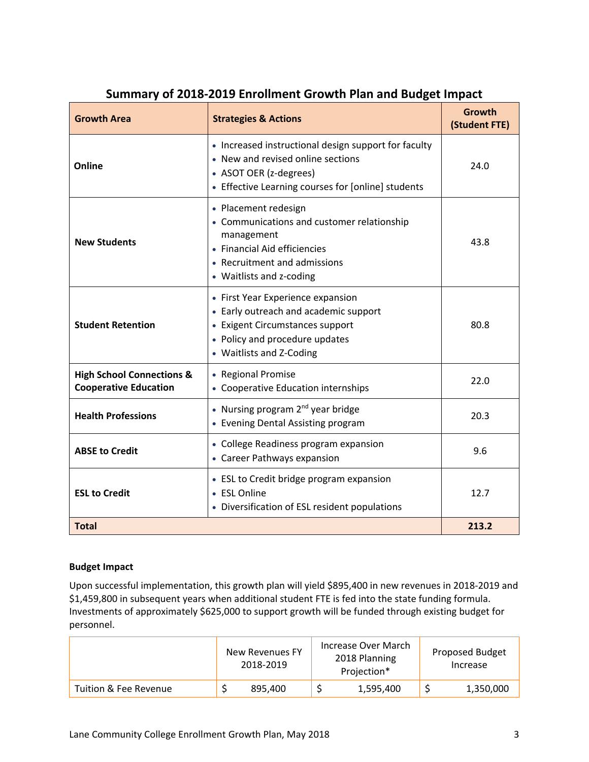## Summary of 2018-2019 Enrollment Growth Plan and Budget Impact

| Growth Area | Strategies & Actions | Growth (Student FTE) |
|---|---|---|
| **Online** | • Increased instructional design support for faculty<br>• New and revised online sections<br>• ASOT OER (z-degrees)<br>• Effective Learning courses for [online] students | 24.0 |
| **New Students** | • Placement redesign<br>• Communications and customer relationship management<br>• Financial Aid efficiencies<br>• Recruitment and admissions<br>• Waitlists and z-coding | 43.8 |
| **Student Retention** | • First Year Experience expansion<br>• Early outreach and academic support<br>• Exigent Circumstances support<br>• Policy and procedure updates<br>• Waitlists and Z-Coding | 80.8 |
| **High School Connections & Cooperative Education** | • Regional Promise<br>• Cooperative Education internships | 22.0 |
| **Health Professions** | • Nursing program 2nd year bridge<br>• Evening Dental Assisting program | 20.3 |
| **ABSE to Credit** | • College Readiness program expansion<br>• Career Pathways expansion | 9.6 |
| **ESL to Credit** | • ESL to Credit bridge program expansion<br>• ESL Online<br>• Diversification of ESL resident populations | 12.7 |
| **Total** | | **213.2** |

#### Budget Impact

Upon successful implementation, this growth plan will yield $895,400 in new revenues in 2018-2019 and $1,459,800 in subsequent years when additional student FTE is fed into the state funding formula. Investments of approximately $625,000 to support growth will be funded through existing budget for personnel.

| | New Revenues FY 2018-2019 | Increase Over March 2018 Planning Projection* | Proposed Budget Increase |
|---|---|---|---|
| Tuition & Fee Revenue | $ 895,400 | $ 1,595,400 | $ 1,350,000 |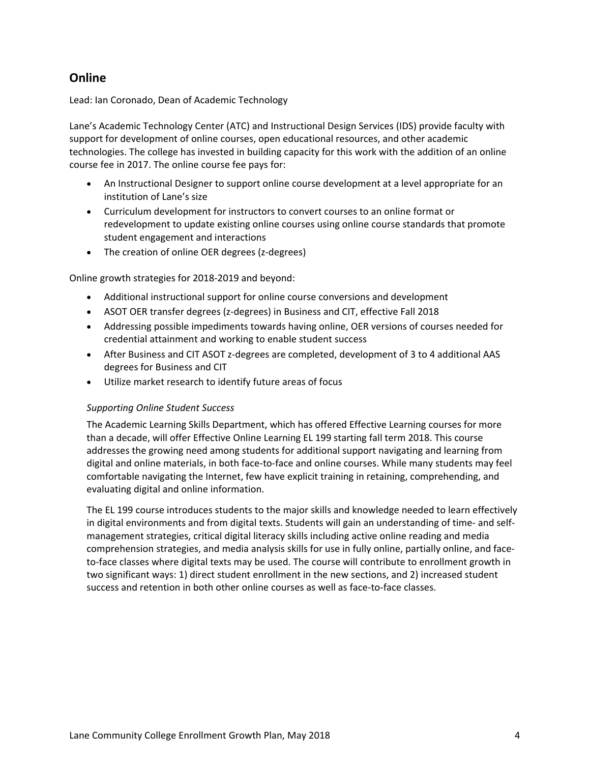## Online

Lead: Ian Coronado, Dean of Academic Technology

Lane's Academic Technology Center (ATC) and Instructional Design Services (IDS) provide faculty with support for development of online courses, open educational resources, and other academic technologies. The college has invested in building capacity for this work with the addition of an online course fee in 2017. The online course fee pays for:

- An Instructional Designer to support online course development at a level appropriate for an institution of Lane's size
- Curriculum development for instructors to convert courses to an online format or redevelopment to update existing online courses using online course standards that promote student engagement and interactions
- The creation of online OER degrees (z-degrees)

Online growth strategies for 2018-2019 and beyond:

- Additional instructional support for online course conversions and development
- ASOT OER transfer degrees (z-degrees) in Business and CIT, effective Fall 2018
- Addressing possible impediments towards having online, OER versions of courses needed for credential attainment and working to enable student success
- After Business and CIT ASOT z-degrees are completed, development of 3 to 4 additional AAS degrees for Business and CIT
- Utilize market research to identify future areas of focus

*Supporting Online Student Success*

The Academic Learning Skills Department, which has offered Effective Learning courses for more than a decade, will offer Effective Online Learning EL 199 starting fall term 2018. This course addresses the growing need among students for additional support navigating and learning from digital and online materials, in both face-to-face and online courses. While many students may feel comfortable navigating the Internet, few have explicit training in retaining, comprehending, and evaluating digital and online information.

The EL 199 course introduces students to the major skills and knowledge needed to learn effectively in digital environments and from digital texts. Students will gain an understanding of time- and self-management strategies, critical digital literacy skills including active online reading and media comprehension strategies, and media analysis skills for use in fully online, partially online, and face-to-face classes where digital texts may be used. The course will contribute to enrollment growth in two significant ways: 1) direct student enrollment in the new sections, and 2) increased student success and retention in both other online courses as well as face-to-face classes.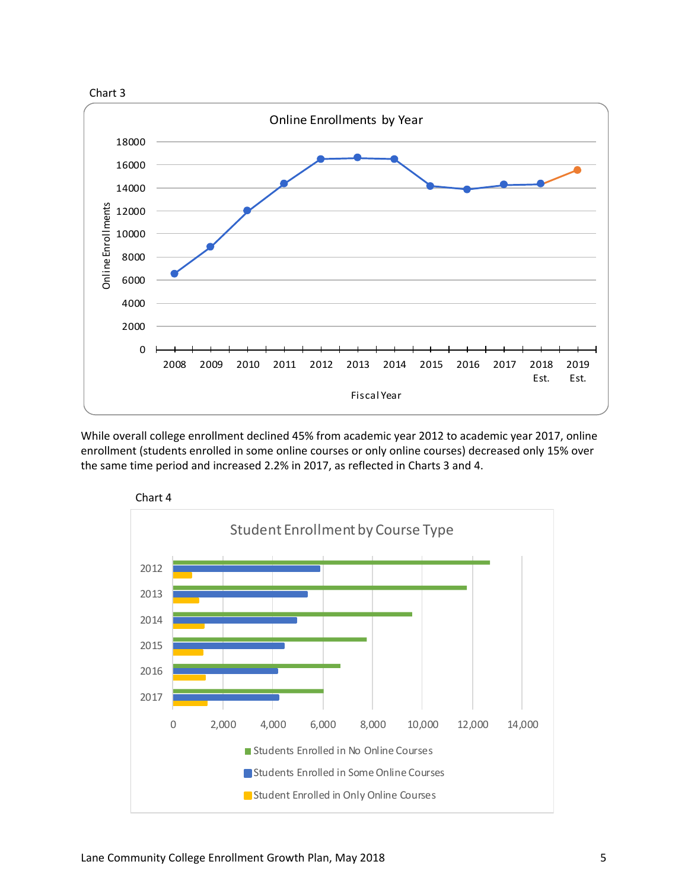Chart 3

Online Enrollments by Year

Online Enrollments

Fiscal Year

2008 2009 2010 2011 2012 2013 2014 2015 2016 2017 2018 Est. 2019 Est.

While overall college enrollment declined 45% from academic year 2012 to academic year 2017, online enrollment (students enrolled in some online courses or only online courses) decreased only 15% over the same time period and increased 2.2% in 2017, as reflected in Charts 3 and 4.

Chart 4

Student Enrollment by Course Type

- Students Enrolled in No Online Courses
- Students Enrolled in Some Online Courses
- Student Enrolled in Only Online Courses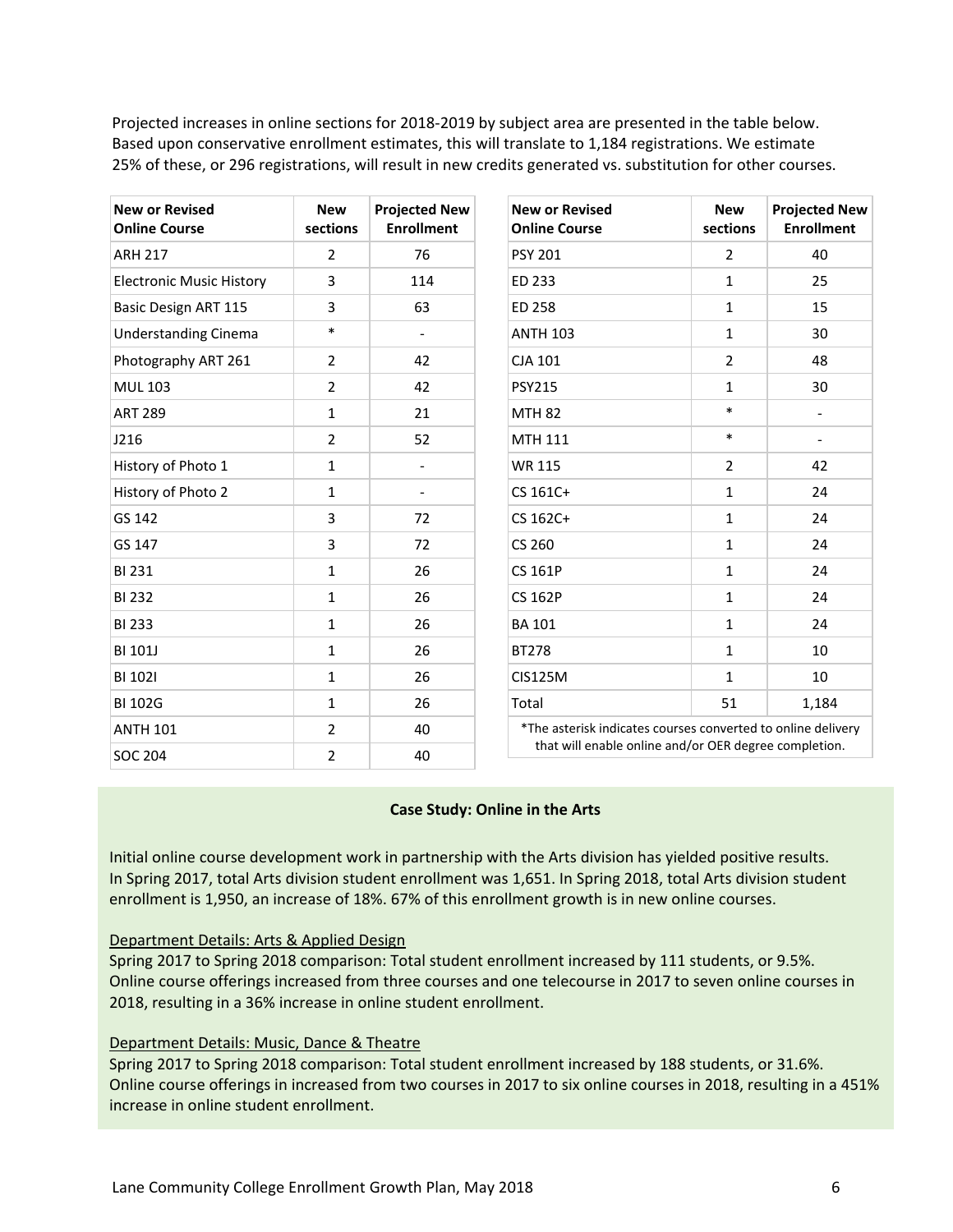Projected increases in online sections for 2018-2019 by subject area are presented in the table below. Based upon conservative enrollment estimates, this will translate to 1,184 registrations. We estimate 25% of these, or 296 registrations, will result in new credits generated vs. substitution for other courses.

| New or Revised Online Course | New sections | Projected New Enrollment |
|---|---|---|
| ARH 217 | 2 | 76 |
| Electronic Music History | 3 | 114 |
| Basic Design ART 115 | 3 | 63 |
| Understanding Cinema | * | - |
| Photography ART 261 | 2 | 42 |
| MUL 103 | 2 | 42 |
| ART 289 | 1 | 21 |
| J216 | 2 | 52 |
| History of Photo 1 | 1 | - |
| History of Photo 2 | 1 | - |
| GS 142 | 3 | 72 |
| GS 147 | 3 | 72 |
| BI 231 | 1 | 26 |
| BI 232 | 1 | 26 |
| BI 233 | 1 | 26 |
| BI 101J | 1 | 26 |
| BI 102I | 1 | 26 |
| BI 102G | 1 | 26 |
| ANTH 101 | 2 | 40 |
| SOC 204 | 2 | 40 |
| PSY 201 | 2 | 40 |
| ED 233 | 1 | 25 |
| ED 258 | 1 | 15 |
| ANTH 103 | 1 | 30 |
| CJA 101 | 2 | 48 |
| PSY215 | 1 | 30 |
| MTH 82 | * | - |
| MTH 111 | * | - |
| WR 115 | 2 | 42 |
| CS 161C+ | 1 | 24 |
| CS 162C+ | 1 | 24 |
| CS 260 | 1 | 24 |
| CS 161P | 1 | 24 |
| CS 162P | 1 | 24 |
| BA 101 | 1 | 24 |
| BT278 | 1 | 10 |
| CIS125M | 1 | 10 |
| Total | 51 | 1,184 |

*The asterisk indicates courses converted to online delivery that will enable online and/or OER degree completion.

**Case Study: Online in the Arts**

Initial online course development work in partnership with the Arts division has yielded positive results. In Spring 2017, total Arts division student enrollment was 1,651. In Spring 2018, total Arts division student enrollment is 1,950, an increase of 18%. 67% of this enrollment growth is in new online courses.

Department Details: Arts & Applied Design

Spring 2017 to Spring 2018 comparison: Total student enrollment increased by 111 students, or 9.5%. Online course offerings increased from three courses and one telecourse in 2017 to seven online courses in 2018, resulting in a 36% increase in online student enrollment.

Department Details: Music, Dance & Theatre

Spring 2017 to Spring 2018 comparison: Total student enrollment increased by 188 students, or 31.6%. Online course offerings in increased from two courses in 2017 to six online courses in 2018, resulting in a 451% increase in online student enrollment.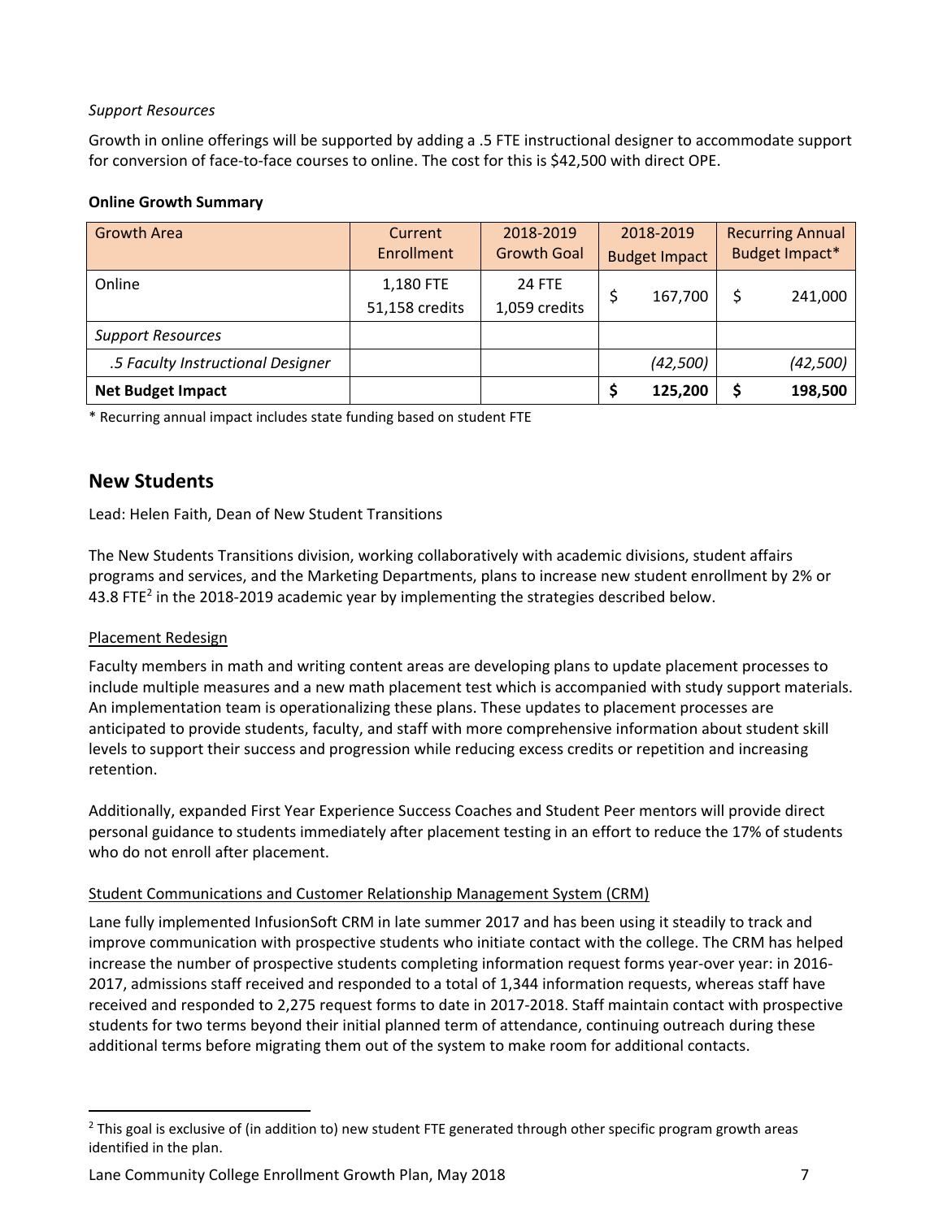*Support Resources*

Growth in online offerings will be supported by adding a .5 FTE instructional designer to accommodate support for conversion of face-to-face courses to online. The cost for this is $42,500 with direct OPE.

**Online Growth Summary**

| Growth Area | Current Enrollment | 2018-2019 Growth Goal | 2018-2019 Budget Impact | Recurring Annual Budget Impact* |
|---|---|---|---|---|
| Online | 1,180 FTE 51,158 credits | 24 FTE 1,059 credits | $ 167,700 | $ 241,000 |
| *Support Resources* | | | | |
| *.5 Faculty Instructional Designer* | | | *(42,500)* | *(42,500)* |
| **Net Budget Impact** | | | **$ 125,200** | **$ 198,500** |

* Recurring annual impact includes state funding based on student FTE

## New Students

Lead: Helen Faith, Dean of New Student Transitions

The New Students Transitions division, working collaboratively with academic divisions, student affairs programs and services, and the Marketing Departments, plans to increase new student enrollment by 2% or 43.8 FTE[2] in the 2018-2019 academic year by implementing the strategies described below.

### Placement Redesign

Faculty members in math and writing content areas are developing plans to update placement processes to include multiple measures and a new math placement test which is accompanied with study support materials. An implementation team is operationalizing these plans. These updates to placement processes are anticipated to provide students, faculty, and staff with more comprehensive information about student skill levels to support their success and progression while reducing excess credits or repetition and increasing retention.

Additionally, expanded First Year Experience Success Coaches and Student Peer mentors will provide direct personal guidance to students immediately after placement testing in an effort to reduce the 17% of students who do not enroll after placement.

### Student Communications and Customer Relationship Management System (CRM)

Lane fully implemented InfusionSoft CRM in late summer 2017 and has been using it steadily to track and improve communication with prospective students who initiate contact with the college. The CRM has helped increase the number of prospective students completing information request forms year-over year: in 2016-2017, admissions staff received and responded to a total of 1,344 information requests, whereas staff have received and responded to 2,275 request forms to date in 2017-2018. Staff maintain contact with prospective students for two terms beyond their initial planned term of attendance, continuing outreach during these additional terms before migrating them out of the system to make room for additional contacts.

[2] This goal is exclusive of (in addition to) new student FTE generated through other specific program growth areas identified in the plan.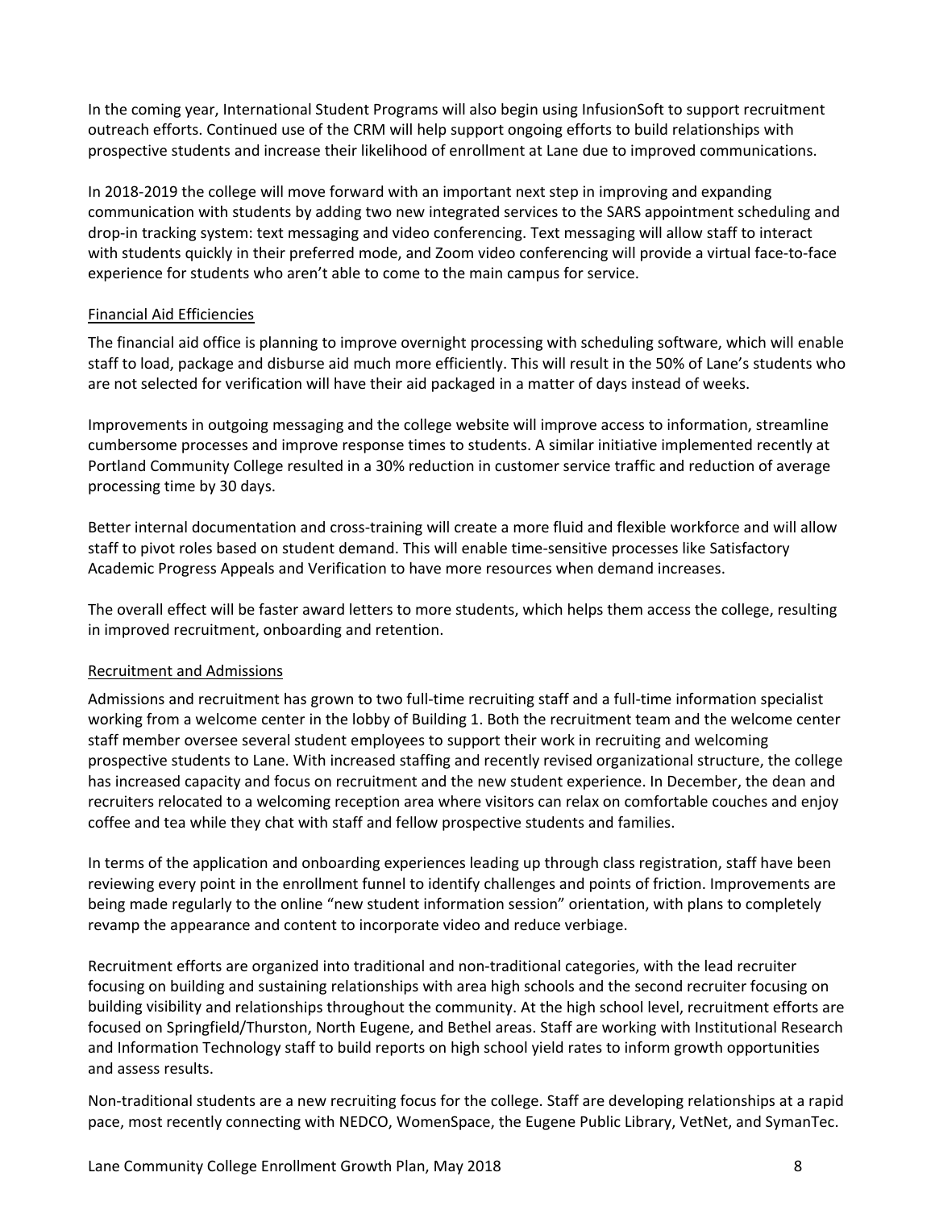In the coming year, International Student Programs will also begin using InfusionSoft to support recruitment outreach efforts. Continued use of the CRM will help support ongoing efforts to build relationships with prospective students and increase their likelihood of enrollment at Lane due to improved communications.

In 2018-2019 the college will move forward with an important next step in improving and expanding communication with students by adding two new integrated services to the SARS appointment scheduling and drop-in tracking system: text messaging and video conferencing. Text messaging will allow staff to interact with students quickly in their preferred mode, and Zoom video conferencing will provide a virtual face-to-face experience for students who aren't able to come to the main campus for service.

### Financial Aid Efficiencies

The financial aid office is planning to improve overnight processing with scheduling software, which will enable staff to load, package and disburse aid much more efficiently. This will result in the 50% of Lane's students who are not selected for verification will have their aid packaged in a matter of days instead of weeks.

Improvements in outgoing messaging and the college website will improve access to information, streamline cumbersome processes and improve response times to students. A similar initiative implemented recently at Portland Community College resulted in a 30% reduction in customer service traffic and reduction of average processing time by 30 days.

Better internal documentation and cross-training will create a more fluid and flexible workforce and will allow staff to pivot roles based on student demand. This will enable time-sensitive processes like Satisfactory Academic Progress Appeals and Verification to have more resources when demand increases.

The overall effect will be faster award letters to more students, which helps them access the college, resulting in improved recruitment, onboarding and retention.

### Recruitment and Admissions

Admissions and recruitment has grown to two full-time recruiting staff and a full-time information specialist working from a welcome center in the lobby of Building 1. Both the recruitment team and the welcome center staff member oversee several student employees to support their work in recruiting and welcoming prospective students to Lane. With increased staffing and recently revised organizational structure, the college has increased capacity and focus on recruitment and the new student experience. In December, the dean and recruiters relocated to a welcoming reception area where visitors can relax on comfortable couches and enjoy coffee and tea while they chat with staff and fellow prospective students and families.

In terms of the application and onboarding experiences leading up through class registration, staff have been reviewing every point in the enrollment funnel to identify challenges and points of friction. Improvements are being made regularly to the online "new student information session" orientation, with plans to completely revamp the appearance and content to incorporate video and reduce verbiage.

Recruitment efforts are organized into traditional and non-traditional categories, with the lead recruiter focusing on building and sustaining relationships with area high schools and the second recruiter focusing on building visibility and relationships throughout the community. At the high school level, recruitment efforts are focused on Springfield/Thurston, North Eugene, and Bethel areas. Staff are working with Institutional Research and Information Technology staff to build reports on high school yield rates to inform growth opportunities and assess results.

Non-traditional students are a new recruiting focus for the college. Staff are developing relationships at a rapid pace, most recently connecting with NEDCO, WomenSpace, the Eugene Public Library, VetNet, and SymanTec.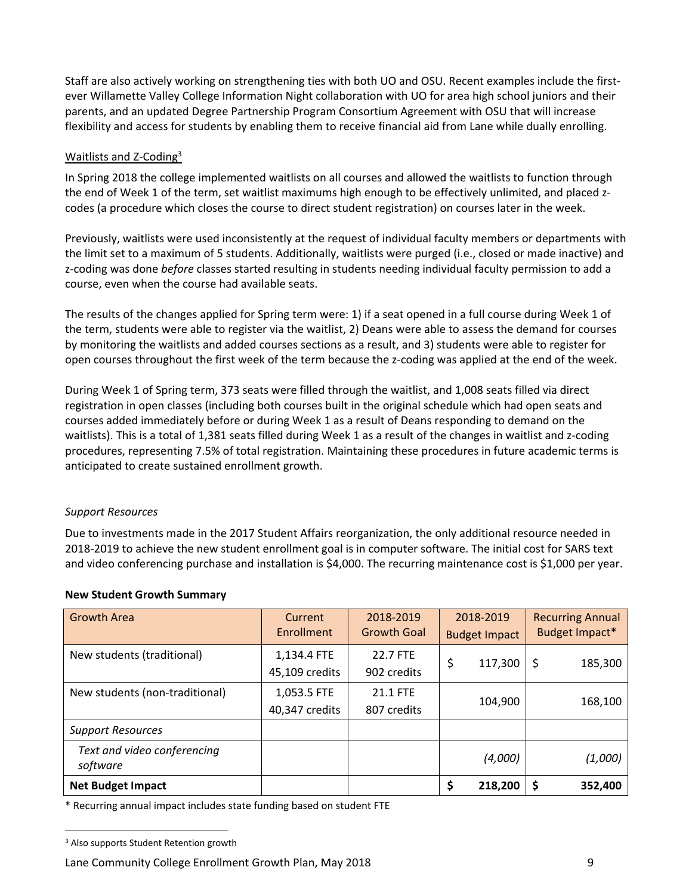Staff are also actively working on strengthening ties with both UO and OSU. Recent examples include the first-ever Willamette Valley College Information Night collaboration with UO for area high school juniors and their parents, and an updated Degree Partnership Program Consortium Agreement with OSU that will increase flexibility and access for students by enabling them to receive financial aid from Lane while dually enrolling.

Waitlists and Z-Coding[3]

In Spring 2018 the college implemented waitlists on all courses and allowed the waitlists to function through the end of Week 1 of the term, set waitlist maximums high enough to be effectively unlimited, and placed z-codes (a procedure which closes the course to direct student registration) on courses later in the week.

Previously, waitlists were used inconsistently at the request of individual faculty members or departments with the limit set to a maximum of 5 students. Additionally, waitlists were purged (i.e., closed or made inactive) and z-coding was done *before* classes started resulting in students needing individual faculty permission to add a course, even when the course had available seats.

The results of the changes applied for Spring term were: 1) if a seat opened in a full course during Week 1 of the term, students were able to register via the waitlist, 2) Deans were able to assess the demand for courses by monitoring the waitlists and added courses sections as a result, and 3) students were able to register for open courses throughout the first week of the term because the z-coding was applied at the end of the week.

During Week 1 of Spring term, 373 seats were filled through the waitlist, and 1,008 seats filled via direct registration in open classes (including both courses built in the original schedule which had open seats and courses added immediately before or during Week 1 as a result of Deans responding to demand on the waitlists). This is a total of 1,381 seats filled during Week 1 as a result of the changes in waitlist and z-coding procedures, representing 7.5% of total registration. Maintaining these procedures in future academic terms is anticipated to create sustained enrollment growth.

*Support Resources*

Due to investments made in the 2017 Student Affairs reorganization, the only additional resource needed in 2018-2019 to achieve the new student enrollment goal is in computer software. The initial cost for SARS text and video conferencing purchase and installation is $4,000. The recurring maintenance cost is $1,000 per year.

**New Student Growth Summary**

| Growth Area | Current Enrollment | 2018-2019 Growth Goal | 2018-2019 Budget Impact | Recurring Annual Budget Impact* |
|---|---|---|---|---|
| New students (traditional) | 1,134.4 FTE 45,109 credits | 22.7 FTE 902 credits | $ 117,300 | $ 185,300 |
| New students (non-traditional) | 1,053.5 FTE 40,347 credits | 21.1 FTE 807 credits | 104,900 | 168,100 |
| *Support Resources* | | | | |
| *Text and video conferencing software* | | | *(4,000)* | *(1,000)* |
| **Net Budget Impact** | | | **$ 218,200** | **$ 352,400** |

\* Recurring annual impact includes state funding based on student FTE

[3] Also supports Student Retention growth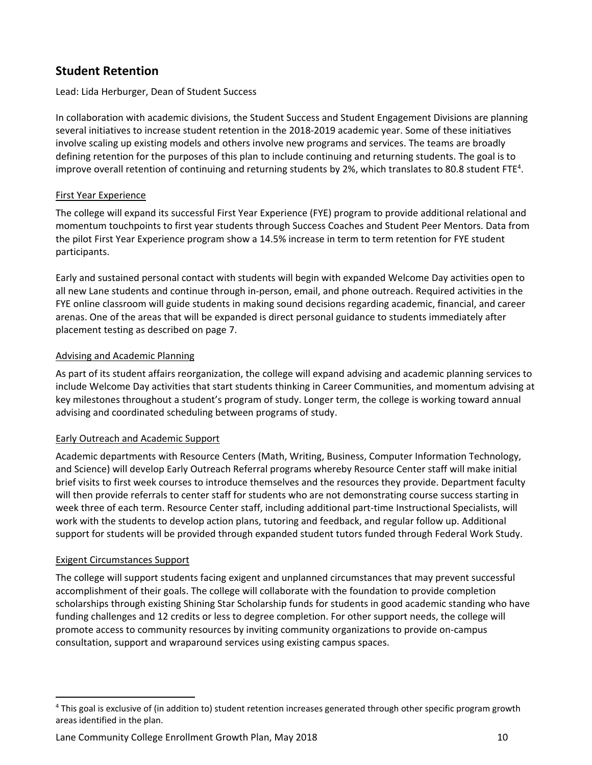## Student Retention

Lead: Lida Herburger, Dean of Student Success

In collaboration with academic divisions, the Student Success and Student Engagement Divisions are planning several initiatives to increase student retention in the 2018-2019 academic year. Some of these initiatives involve scaling up existing models and others involve new programs and services. The teams are broadly defining retention for the purposes of this plan to include continuing and returning students. The goal is to improve overall retention of continuing and returning students by 2%, which translates to 80.8 student FTE[4].

### First Year Experience

The college will expand its successful First Year Experience (FYE) program to provide additional relational and momentum touchpoints to first year students through Success Coaches and Student Peer Mentors. Data from the pilot First Year Experience program show a 14.5% increase in term to term retention for FYE student participants.

Early and sustained personal contact with students will begin with expanded Welcome Day activities open to all new Lane students and continue through in-person, email, and phone outreach. Required activities in the FYE online classroom will guide students in making sound decisions regarding academic, financial, and career arenas. One of the areas that will be expanded is direct personal guidance to students immediately after placement testing as described on page 7.

### Advising and Academic Planning

As part of its student affairs reorganization, the college will expand advising and academic planning services to include Welcome Day activities that start students thinking in Career Communities, and momentum advising at key milestones throughout a student's program of study. Longer term, the college is working toward annual advising and coordinated scheduling between programs of study.

### Early Outreach and Academic Support

Academic departments with Resource Centers (Math, Writing, Business, Computer Information Technology, and Science) will develop Early Outreach Referral programs whereby Resource Center staff will make initial brief visits to first week courses to introduce themselves and the resources they provide. Department faculty will then provide referrals to center staff for students who are not demonstrating course success starting in week three of each term. Resource Center staff, including additional part-time Instructional Specialists, will work with the students to develop action plans, tutoring and feedback, and regular follow up. Additional support for students will be provided through expanded student tutors funded through Federal Work Study.

### Exigent Circumstances Support

The college will support students facing exigent and unplanned circumstances that may prevent successful accomplishment of their goals. The college will collaborate with the foundation to provide completion scholarships through existing Shining Star Scholarship funds for students in good academic standing who have funding challenges and 12 credits or less to degree completion. For other support needs, the college will promote access to community resources by inviting community organizations to provide on-campus consultation, support and wraparound services using existing campus spaces.

---

[4] This goal is exclusive of (in addition to) student retention increases generated through other specific program growth areas identified in the plan.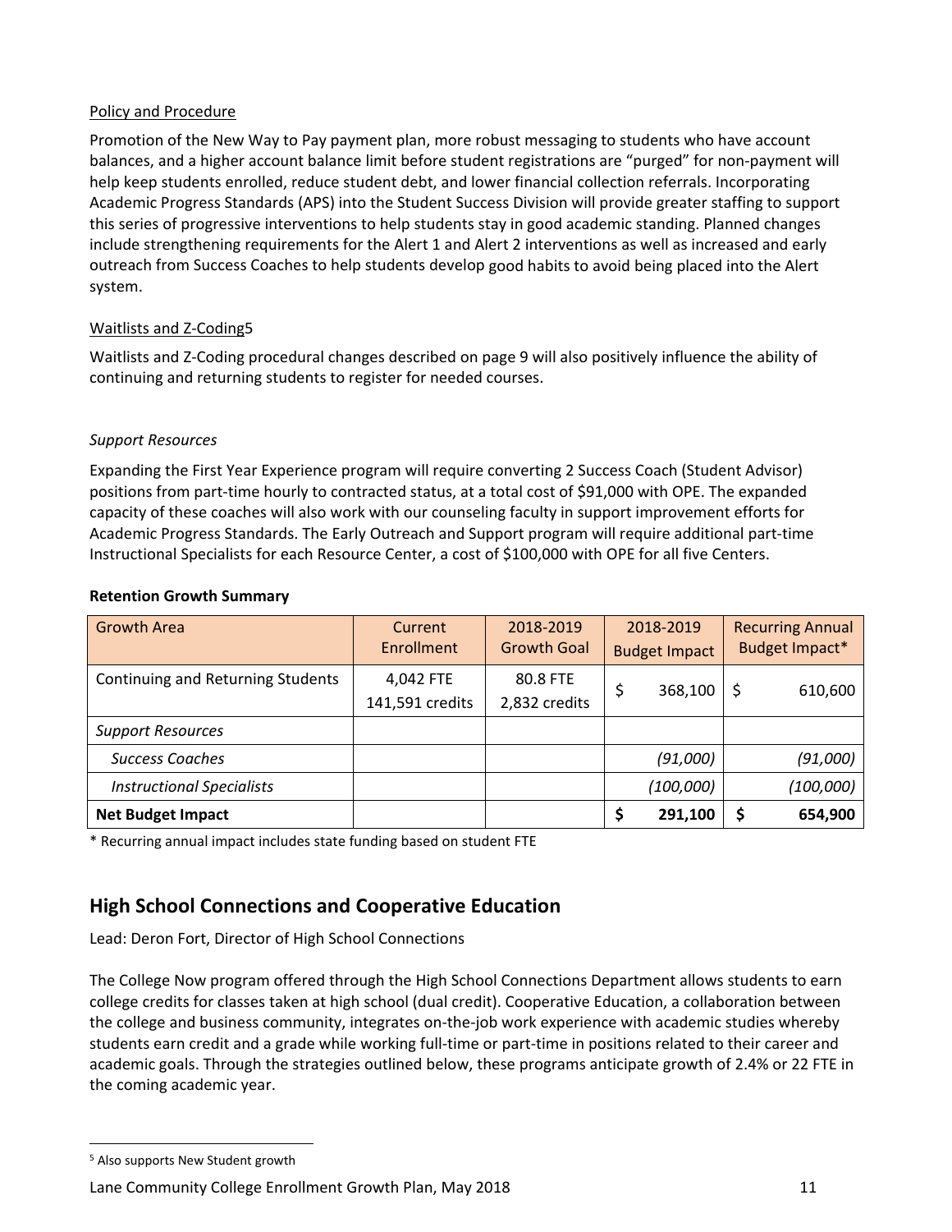Policy and Procedure

Promotion of the New Way to Pay payment plan, more robust messaging to students who have account balances, and a higher account balance limit before student registrations are "purged" for non-payment will help keep students enrolled, reduce student debt, and lower financial collection referrals. Incorporating Academic Progress Standards (APS) into the Student Success Division will provide greater staffing to support this series of progressive interventions to help students stay in good academic standing. Planned changes include strengthening requirements for the Alert 1 and Alert 2 interventions as well as increased and early outreach from Success Coaches to help students develop good habits to avoid being placed into the Alert system.

Waitlists and Z-Coding[5]

Waitlists and Z-Coding procedural changes described on page 9 will also positively influence the ability of continuing and returning students to register for needed courses.

*Support Resources*

Expanding the First Year Experience program will require converting 2 Success Coach (Student Advisor) positions from part-time hourly to contracted status, at a total cost of $91,000 with OPE. The expanded capacity of these coaches will also work with our counseling faculty in support improvement efforts for Academic Progress Standards. The Early Outreach and Support program will require additional part-time Instructional Specialists for each Resource Center, a cost of $100,000 with OPE for all five Centers.

**Retention Growth Summary**

| Growth Area | Current Enrollment | 2018-2019 Growth Goal | 2018-2019 Budget Impact | Recurring Annual Budget Impact* |
|---|---|---|---|---|
| Continuing and Returning Students | 4,042 FTE<br>141,591 credits | 80.8 FTE<br>2,832 credits | $ 368,100 | $ 610,600 |
| *Support Resources* | | | | |
| *Success Coaches* | | | *(91,000)* | *(91,000)* |
| *Instructional Specialists* | | | *(100,000)* | *(100,000)* |
| **Net Budget Impact** | | | **$ 291,100** | **$ 654,900** |

\* Recurring annual impact includes state funding based on student FTE

## High School Connections and Cooperative Education

Lead: Deron Fort, Director of High School Connections

The College Now program offered through the High School Connections Department allows students to earn college credits for classes taken at high school (dual credit). Cooperative Education, a collaboration between the college and business community, integrates on-the-job work experience with academic studies whereby students earn credit and a grade while working full-time or part-time in positions related to their career and academic goals. Through the strategies outlined below, these programs anticipate growth of 2.4% or 22 FTE in the coming academic year.

[5] Also supports New Student growth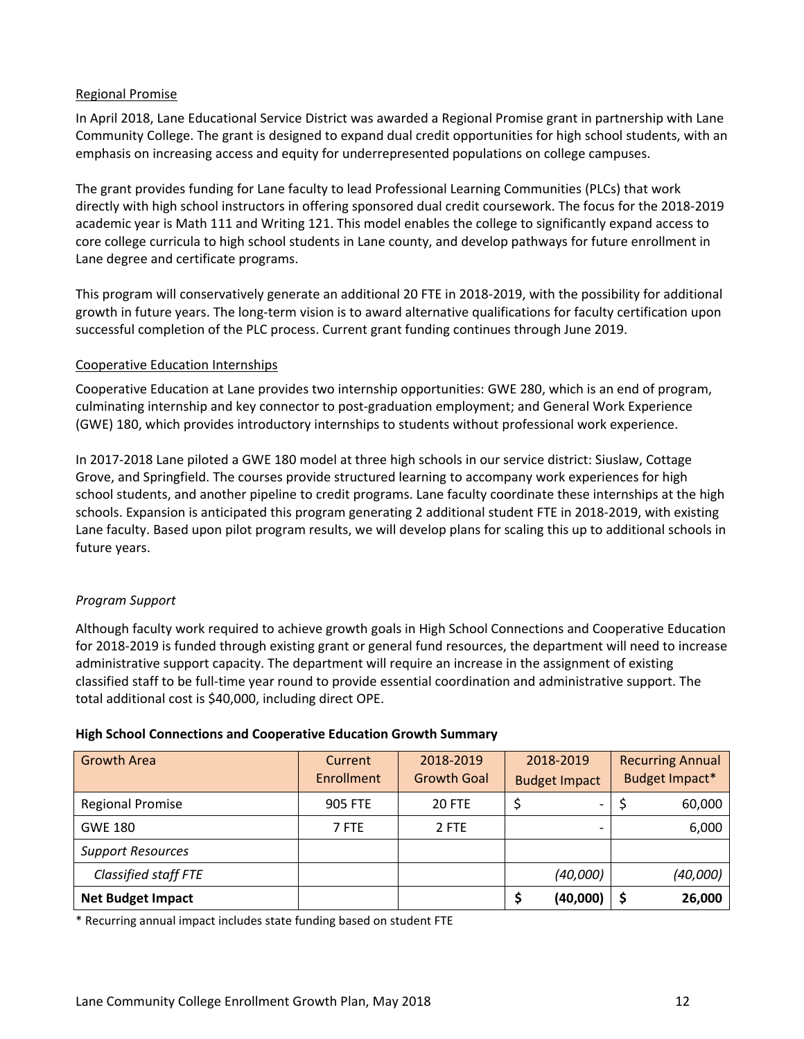Regional Promise

In April 2018, Lane Educational Service District was awarded a Regional Promise grant in partnership with Lane Community College. The grant is designed to expand dual credit opportunities for high school students, with an emphasis on increasing access and equity for underrepresented populations on college campuses.

The grant provides funding for Lane faculty to lead Professional Learning Communities (PLCs) that work directly with high school instructors in offering sponsored dual credit coursework. The focus for the 2018-2019 academic year is Math 111 and Writing 121. This model enables the college to significantly expand access to core college curricula to high school students in Lane county, and develop pathways for future enrollment in Lane degree and certificate programs.

This program will conservatively generate an additional 20 FTE in 2018-2019, with the possibility for additional growth in future years. The long-term vision is to award alternative qualifications for faculty certification upon successful completion of the PLC process. Current grant funding continues through June 2019.

Cooperative Education Internships

Cooperative Education at Lane provides two internship opportunities: GWE 280, which is an end of program, culminating internship and key connector to post-graduation employment; and General Work Experience (GWE) 180, which provides introductory internships to students without professional work experience.

In 2017-2018 Lane piloted a GWE 180 model at three high schools in our service district: Siuslaw, Cottage Grove, and Springfield. The courses provide structured learning to accompany work experiences for high school students, and another pipeline to credit programs. Lane faculty coordinate these internships at the high schools. Expansion is anticipated this program generating 2 additional student FTE in 2018-2019, with existing Lane faculty. Based upon pilot program results, we will develop plans for scaling this up to additional schools in future years.

*Program Support*

Although faculty work required to achieve growth goals in High School Connections and Cooperative Education for 2018-2019 is funded through existing grant or general fund resources, the department will need to increase administrative support capacity. The department will require an increase in the assignment of existing classified staff to be full-time year round to provide essential coordination and administrative support. The total additional cost is $40,000, including direct OPE.

**High School Connections and Cooperative Education Growth Summary**

| Growth Area | Current Enrollment | 2018-2019 Growth Goal | 2018-2019 Budget Impact | Recurring Annual Budget Impact* |
|---|---|---|---|---|
| Regional Promise | 905 FTE | 20 FTE | $ - | $ 60,000 |
| GWE 180 | 7 FTE | 2 FTE | - | 6,000 |
| *Support Resources* | | | | |
| *Classified staff FTE* | | | *(40,000)* | *(40,000)* |
| **Net Budget Impact** | | | **$ (40,000)** | **$ 26,000** |

\* Recurring annual impact includes state funding based on student FTE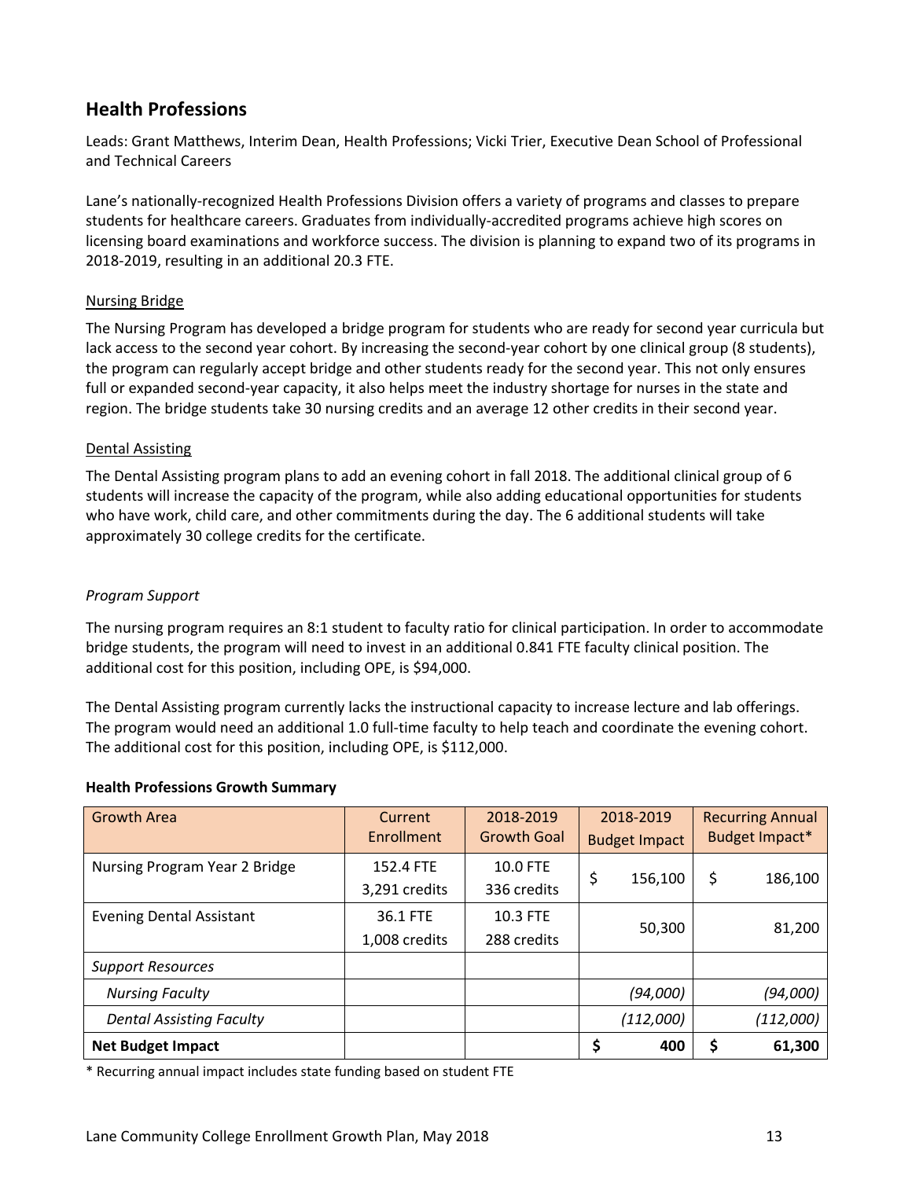## Health Professions

Leads: Grant Matthews, Interim Dean, Health Professions; Vicki Trier, Executive Dean School of Professional and Technical Careers

Lane's nationally-recognized Health Professions Division offers a variety of programs and classes to prepare students for healthcare careers. Graduates from individually-accredited programs achieve high scores on licensing board examinations and workforce success. The division is planning to expand two of its programs in 2018-2019, resulting in an additional 20.3 FTE.

Nursing Bridge

The Nursing Program has developed a bridge program for students who are ready for second year curricula but lack access to the second year cohort. By increasing the second-year cohort by one clinical group (8 students), the program can regularly accept bridge and other students ready for the second year. This not only ensures full or expanded second-year capacity, it also helps meet the industry shortage for nurses in the state and region. The bridge students take 30 nursing credits and an average 12 other credits in their second year.

Dental Assisting

The Dental Assisting program plans to add an evening cohort in fall 2018. The additional clinical group of 6 students will increase the capacity of the program, while also adding educational opportunities for students who have work, child care, and other commitments during the day. The 6 additional students will take approximately 30 college credits for the certificate.

*Program Support*

The nursing program requires an 8:1 student to faculty ratio for clinical participation. In order to accommodate bridge students, the program will need to invest in an additional 0.841 FTE faculty clinical position. The additional cost for this position, including OPE, is $94,000.

The Dental Assisting program currently lacks the instructional capacity to increase lecture and lab offerings. The program would need an additional 1.0 full-time faculty to help teach and coordinate the evening cohort. The additional cost for this position, including OPE, is $112,000.

**Health Professions Growth Summary**

| Growth Area | Current Enrollment | 2018-2019 Growth Goal | 2018-2019 Budget Impact | Recurring Annual Budget Impact* |
|---|---|---|---|---|
| Nursing Program Year 2 Bridge | 152.4 FTE<br>3,291 credits | 10.0 FTE<br>336 credits | $ 156,100 | $ 186,100 |
| Evening Dental Assistant | 36.1 FTE<br>1,008 credits | 10.3 FTE<br>288 credits | 50,300 | 81,200 |
| *Support Resources* | | | | |
| *Nursing Faculty* | | | *(94,000)* | *(94,000)* |
| *Dental Assisting Faculty* | | | *(112,000)* | *(112,000)* |
| **Net Budget Impact** | | | **$ 400** | **$ 61,300** |

* Recurring annual impact includes state funding based on student FTE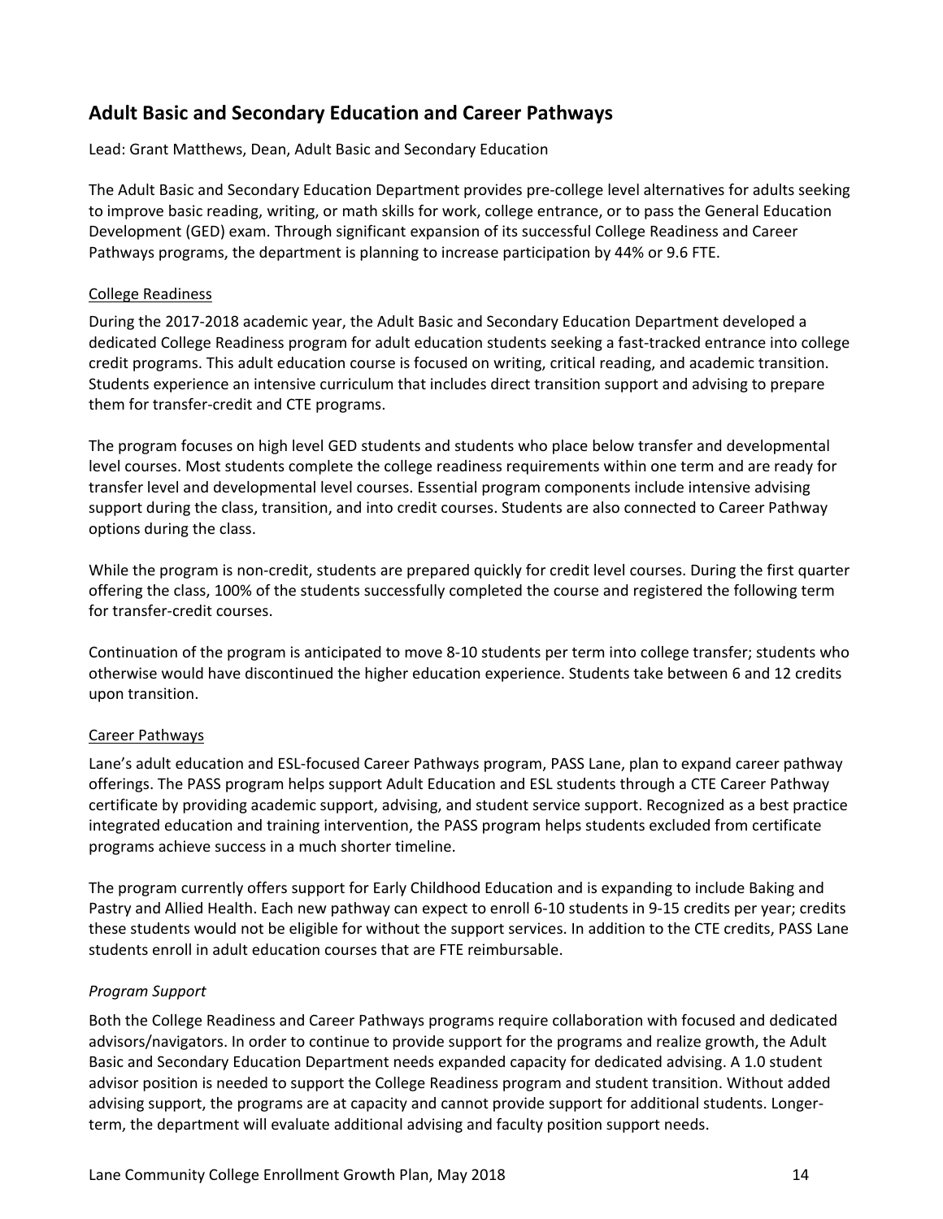## Adult Basic and Secondary Education and Career Pathways

Lead: Grant Matthews, Dean, Adult Basic and Secondary Education

The Adult Basic and Secondary Education Department provides pre-college level alternatives for adults seeking to improve basic reading, writing, or math skills for work, college entrance, or to pass the General Education Development (GED) exam. Through significant expansion of its successful College Readiness and Career Pathways programs, the department is planning to increase participation by 44% or 9.6 FTE.

<u>College Readiness</u>

During the 2017-2018 academic year, the Adult Basic and Secondary Education Department developed a dedicated College Readiness program for adult education students seeking a fast-tracked entrance into college credit programs. This adult education course is focused on writing, critical reading, and academic transition. Students experience an intensive curriculum that includes direct transition support and advising to prepare them for transfer-credit and CTE programs.

The program focuses on high level GED students and students who place below transfer and developmental level courses. Most students complete the college readiness requirements within one term and are ready for transfer level and developmental level courses. Essential program components include intensive advising support during the class, transition, and into credit courses. Students are also connected to Career Pathway options during the class.

While the program is non-credit, students are prepared quickly for credit level courses. During the first quarter offering the class, 100% of the students successfully completed the course and registered the following term for transfer-credit courses.

Continuation of the program is anticipated to move 8-10 students per term into college transfer; students who otherwise would have discontinued the higher education experience. Students take between 6 and 12 credits upon transition.

<u>Career Pathways</u>

Lane's adult education and ESL-focused Career Pathways program, PASS Lane, plan to expand career pathway offerings. The PASS program helps support Adult Education and ESL students through a CTE Career Pathway certificate by providing academic support, advising, and student service support. Recognized as a best practice integrated education and training intervention, the PASS program helps students excluded from certificate programs achieve success in a much shorter timeline.

The program currently offers support for Early Childhood Education and is expanding to include Baking and Pastry and Allied Health. Each new pathway can expect to enroll 6-10 students in 9-15 credits per year; credits these students would not be eligible for without the support services. In addition to the CTE credits, PASS Lane students enroll in adult education courses that are FTE reimbursable.

*Program Support*

Both the College Readiness and Career Pathways programs require collaboration with focused and dedicated advisors/navigators. In order to continue to provide support for the programs and realize growth, the Adult Basic and Secondary Education Department needs expanded capacity for dedicated advising. A 1.0 student advisor position is needed to support the College Readiness program and student transition. Without added advising support, the programs are at capacity and cannot provide support for additional students. Longer-term, the department will evaluate additional advising and faculty position support needs.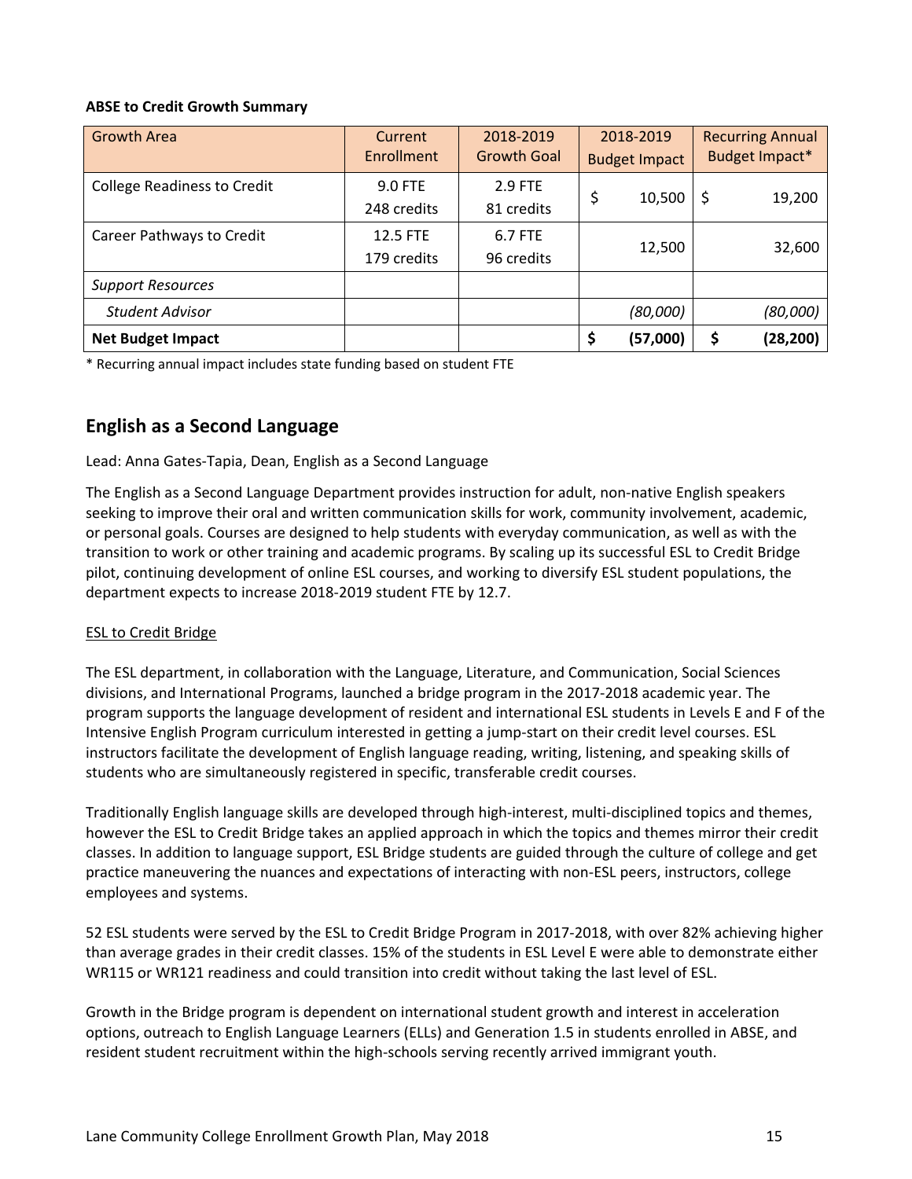**ABSE to Credit Growth Summary**

| Growth Area | Current Enrollment | 2018-2019 Growth Goal | 2018-2019 Budget Impact | Recurring Annual Budget Impact* |
|---|---|---|---|---|
| College Readiness to Credit | 9.0 FTE<br>248 credits | 2.9 FTE<br>81 credits | $ 10,500 | $ 19,200 |
| Career Pathways to Credit | 12.5 FTE<br>179 credits | 6.7 FTE<br>96 credits | 12,500 | 32,600 |
| *Support Resources* | | | | |
| *Student Advisor* | | | *(80,000)* | *(80,000)* |
| **Net Budget Impact** | | | **$ (57,000)** | **$ (28,200)** |

\* Recurring annual impact includes state funding based on student FTE

## English as a Second Language

Lead: Anna Gates-Tapia, Dean, English as a Second Language

The English as a Second Language Department provides instruction for adult, non-native English speakers seeking to improve their oral and written communication skills for work, community involvement, academic, or personal goals. Courses are designed to help students with everyday communication, as well as with the transition to work or other training and academic programs. By scaling up its successful ESL to Credit Bridge pilot, continuing development of online ESL courses, and working to diversify ESL student populations, the department expects to increase 2018-2019 student FTE by 12.7.

<u>ESL to Credit Bridge</u>

The ESL department, in collaboration with the Language, Literature, and Communication, Social Sciences divisions, and International Programs, launched a bridge program in the 2017-2018 academic year. The program supports the language development of resident and international ESL students in Levels E and F of the Intensive English Program curriculum interested in getting a jump-start on their credit level courses. ESL instructors facilitate the development of English language reading, writing, listening, and speaking skills of students who are simultaneously registered in specific, transferable credit courses.

Traditionally English language skills are developed through high-interest, multi-disciplined topics and themes, however the ESL to Credit Bridge takes an applied approach in which the topics and themes mirror their credit classes. In addition to language support, ESL Bridge students are guided through the culture of college and get practice maneuvering the nuances and expectations of interacting with non-ESL peers, instructors, college employees and systems.

52 ESL students were served by the ESL to Credit Bridge Program in 2017-2018, with over 82% achieving higher than average grades in their credit classes. 15% of the students in ESL Level E were able to demonstrate either WR115 or WR121 readiness and could transition into credit without taking the last level of ESL.

Growth in the Bridge program is dependent on international student growth and interest in acceleration options, outreach to English Language Learners (ELLs) and Generation 1.5 in students enrolled in ABSE, and resident student recruitment within the high-schools serving recently arrived immigrant youth.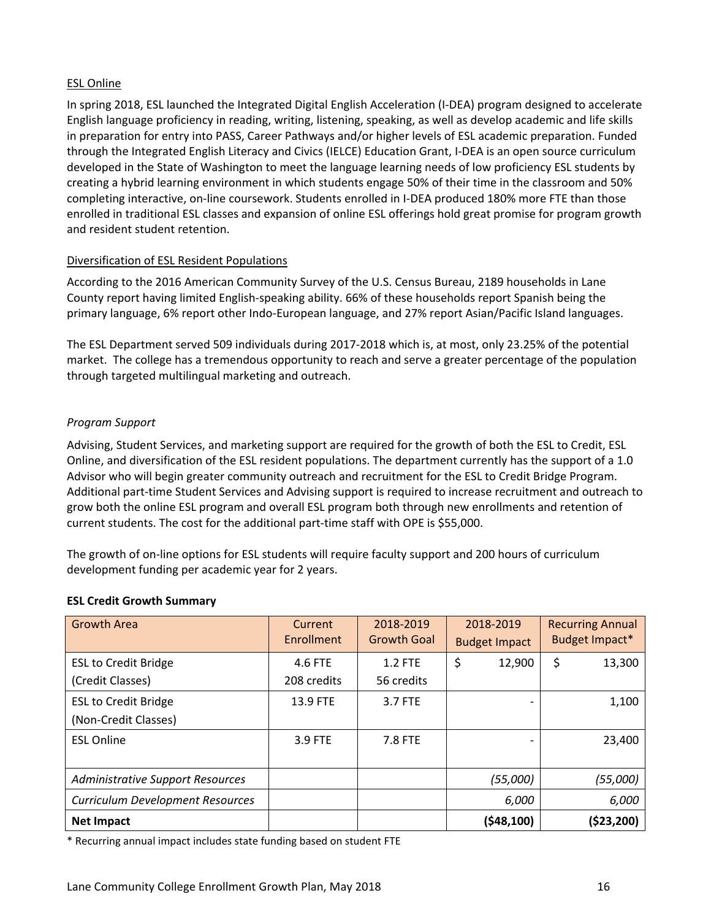ESL Online

In spring 2018, ESL launched the Integrated Digital English Acceleration (I-DEA) program designed to accelerate English language proficiency in reading, writing, listening, speaking, as well as develop academic and life skills in preparation for entry into PASS, Career Pathways and/or higher levels of ESL academic preparation. Funded through the Integrated English Literacy and Civics (IELCE) Education Grant, I-DEA is an open source curriculum developed in the State of Washington to meet the language learning needs of low proficiency ESL students by creating a hybrid learning environment in which students engage 50% of their time in the classroom and 50% completing interactive, on-line coursework. Students enrolled in I-DEA produced 180% more FTE than those enrolled in traditional ESL classes and expansion of online ESL offerings hold great promise for program growth and resident student retention.

Diversification of ESL Resident Populations

According to the 2016 American Community Survey of the U.S. Census Bureau, 2189 households in Lane County report having limited English-speaking ability. 66% of these households report Spanish being the primary language, 6% report other Indo-European language, and 27% report Asian/Pacific Island languages.

The ESL Department served 509 individuals during 2017-2018 which is, at most, only 23.25% of the potential market. The college has a tremendous opportunity to reach and serve a greater percentage of the population through targeted multilingual marketing and outreach.

*Program Support*

Advising, Student Services, and marketing support are required for the growth of both the ESL to Credit, ESL Online, and diversification of the ESL resident populations. The department currently has the support of a 1.0 Advisor who will begin greater community outreach and recruitment for the ESL to Credit Bridge Program. Additional part-time Student Services and Advising support is required to increase recruitment and outreach to grow both the online ESL program and overall ESL program both through new enrollments and retention of current students. The cost for the additional part-time staff with OPE is $55,000.

The growth of on-line options for ESL students will require faculty support and 200 hours of curriculum development funding per academic year for 2 years.

**ESL Credit Growth Summary**

| Growth Area | Current Enrollment | 2018-2019 Growth Goal | 2018-2019 Budget Impact | Recurring Annual Budget Impact* |
|---|---|---|---|---|
| ESL to Credit Bridge (Credit Classes) | 4.6 FTE 208 credits | 1.2 FTE 56 credits | $ 12,900 | $ 13,300 |
| ESL to Credit Bridge (Non-Credit Classes) | 13.9 FTE | 3.7 FTE | - | 1,100 |
| ESL Online | 3.9 FTE | 7.8 FTE | - | 23,400 |
| *Administrative Support Resources* | | | *(55,000)* | *(55,000)* |
| *Curriculum Development Resources* | | | *6,000* | *6,000* |
| **Net Impact** | | | **($48,100)** | **($23,200)** |

\* Recurring annual impact includes state funding based on student FTE